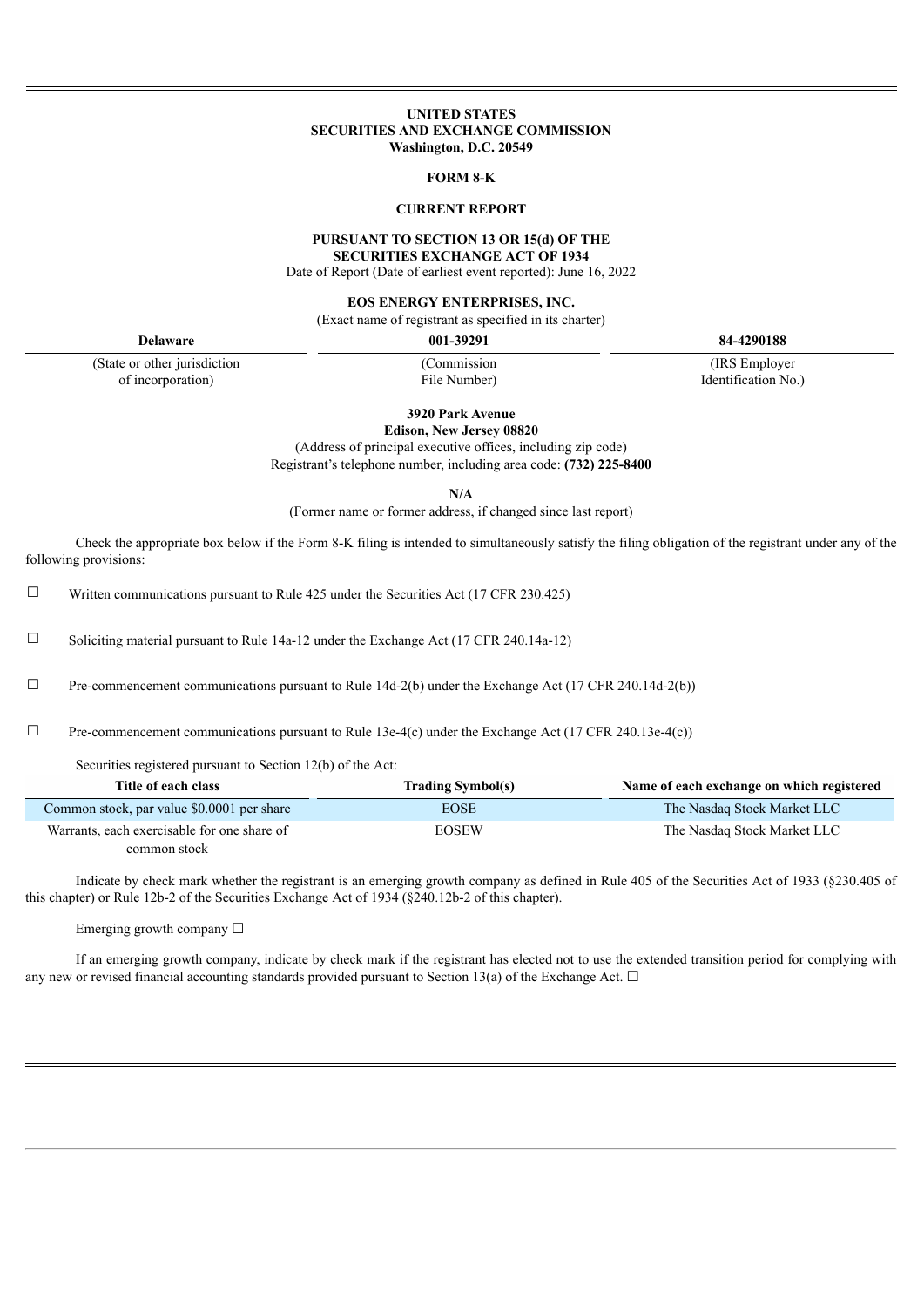**UNITED STATES**
**SECURITIES AND EXCHANGE COMMISSION**
**Washington, D.C. 20549**

**FORM 8-K**

**CURRENT REPORT**

**PURSUANT TO SECTION 13 OR 15(d) OF THE**
**SECURITIES EXCHANGE ACT OF 1934**

Date of Report (Date of earliest event reported): June 16, 2022

**EOS ENERGY ENTERPRISES, INC.**
(Exact name of registrant as specified in its charter)

| **Delaware** | **001-39291** | **84-4290188** |
|---|---|---|
| (State or other jurisdiction of incorporation) | (Commission File Number) | (IRS Employer Identification No.) |

**3920 Park Avenue**
**Edison, New Jersey 08820**
(Address of principal executive offices, including zip code)
Registrant's telephone number, including area code: **(732) 225-8400**

**N/A**
(Former name or former address, if changed since last report)

Check the appropriate box below if the Form 8-K filing is intended to simultaneously satisfy the filing obligation of the registrant under any of the following provisions:

☐ Written communications pursuant to Rule 425 under the Securities Act (17 CFR 230.425)

☐ Soliciting material pursuant to Rule 14a-12 under the Exchange Act (17 CFR 240.14a-12)

☐ Pre-commencement communications pursuant to Rule 14d-2(b) under the Exchange Act (17 CFR 240.14d-2(b))

☐ Pre-commencement communications pursuant to Rule 13e-4(c) under the Exchange Act (17 CFR 240.13e-4(c))

Securities registered pursuant to Section 12(b) of the Act:

| Title of each class | Trading Symbol(s) | Name of each exchange on which registered |
|---|---|---|
| Common stock, par value $0.0001 per share | EOSE | The Nasdaq Stock Market LLC |
| Warrants, each exercisable for one share of common stock | EOSEW | The Nasdaq Stock Market LLC |

Indicate by check mark whether the registrant is an emerging growth company as defined in Rule 405 of the Securities Act of 1933 (§230.405 of this chapter) or Rule 12b-2 of the Securities Exchange Act of 1934 (§240.12b-2 of this chapter).

Emerging growth company ☐

If an emerging growth company, indicate by check mark if the registrant has elected not to use the extended transition period for complying with any new or revised financial accounting standards provided pursuant to Section 13(a) of the Exchange Act. ☐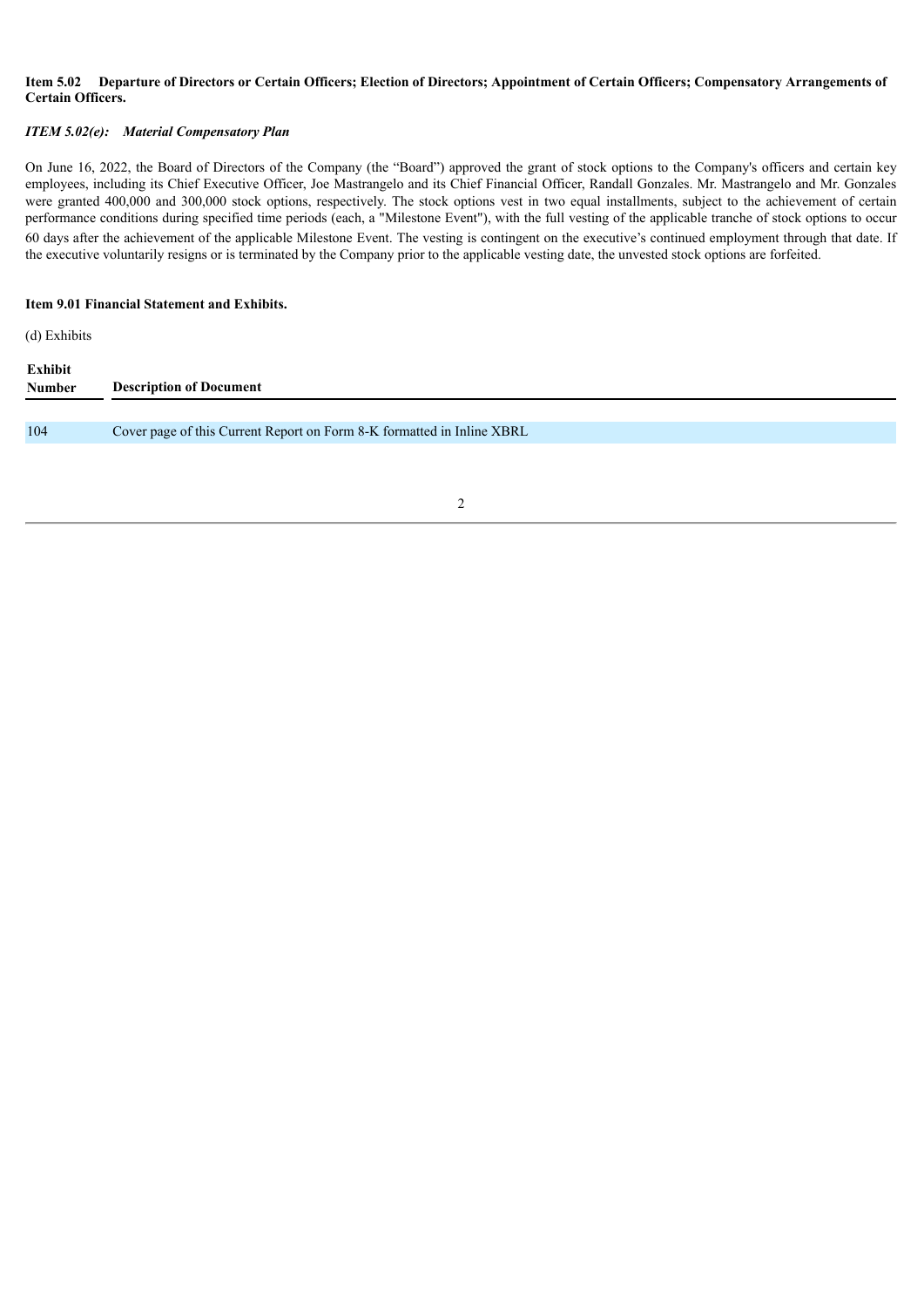**Item 5.02 Departure of Directors or Certain Officers; Election of Directors; Appointment of Certain Officers; Compensatory Arrangements of Certain Officers.**

***ITEM 5.02(e): Material Compensatory Plan***

On June 16, 2022, the Board of Directors of the Company (the "Board") approved the grant of stock options to the Company's officers and certain key employees, including its Chief Executive Officer, Joe Mastrangelo and its Chief Financial Officer, Randall Gonzales. Mr. Mastrangelo and Mr. Gonzales were granted 400,000 and 300,000 stock options, respectively. The stock options vest in two equal installments, subject to the achievement of certain performance conditions during specified time periods (each, a "Milestone Event"), with the full vesting of the applicable tranche of stock options to occur 60 days after the achievement of the applicable Milestone Event. The vesting is contingent on the executive's continued employment through that date. If the executive voluntarily resigns or is terminated by the Company prior to the applicable vesting date, the unvested stock options are forfeited.

**Item 9.01 Financial Statement and Exhibits.**

(d) Exhibits

| Exhibit Number | Description of Document |
|---|---|
| 104 | Cover page of this Current Report on Form 8-K formatted in Inline XBRL |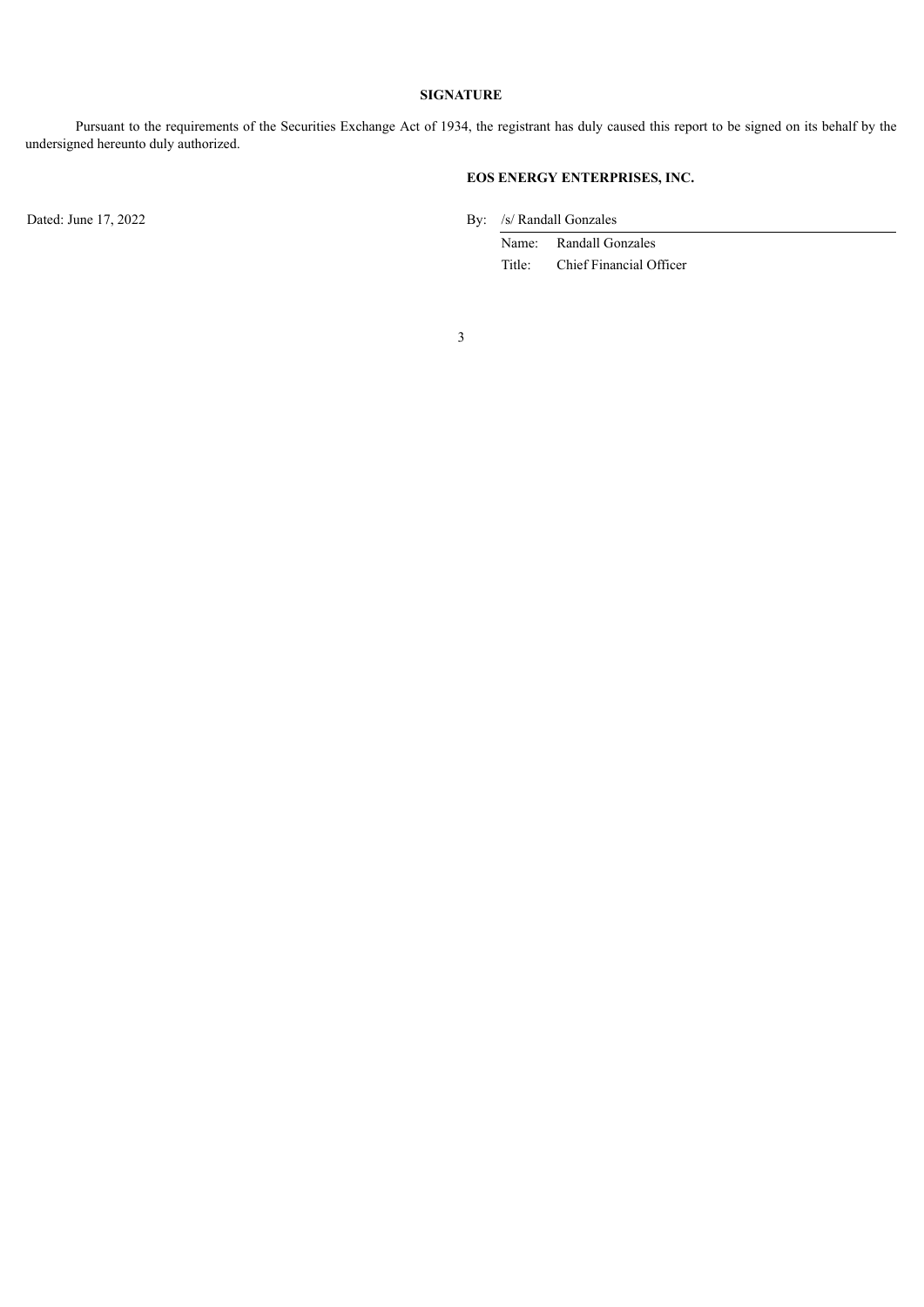**SIGNATURE**

Pursuant to the requirements of the Securities Exchange Act of 1934, the registrant has duly caused this report to be signed on its behalf by the undersigned hereunto duly authorized.

**EOS ENERGY ENTERPRISES, INC.**

Dated: June 17, 2022

By: /s/ Randall Gonzales

Name: Randall Gonzales

Title: Chief Financial Officer